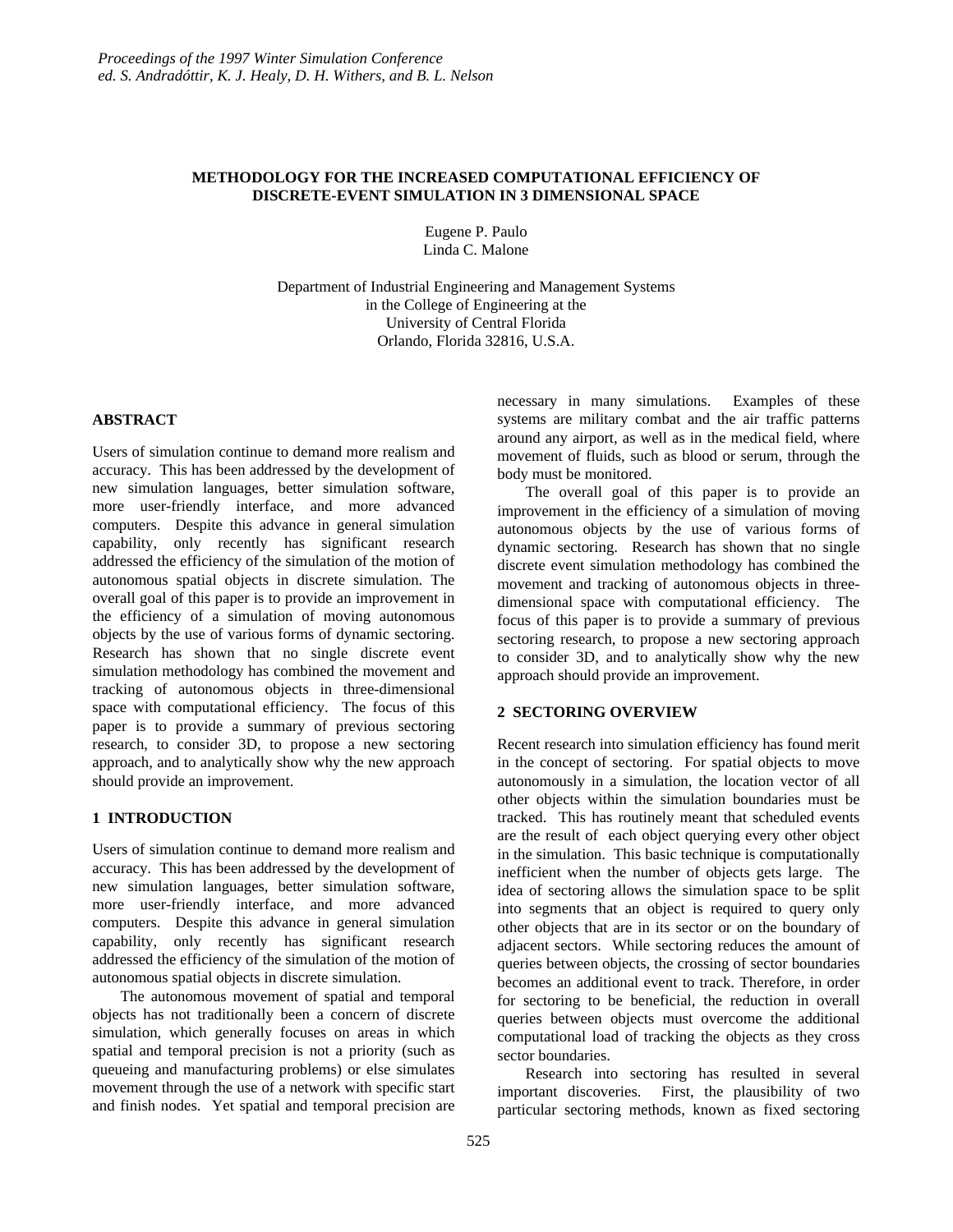*Proceedings of the 1997 Winter Simulation Conference*
*ed. S. Andradóttir, K. J. Healy, D. H. Withers, and B. L. Nelson*

# METHODOLOGY FOR THE INCREASED COMPUTATIONAL EFFICIENCY OF DISCRETE-EVENT SIMULATION IN 3 DIMENSIONAL SPACE

Eugene P. Paulo
Linda C. Malone

Department of Industrial Engineering and Management Systems
in the College of Engineering at the
University of Central Florida
Orlando, Florida 32816, U.S.A.

## ABSTRACT

Users of simulation continue to demand more realism and accuracy. This has been addressed by the development of new simulation languages, better simulation software, more user-friendly interface, and more advanced computers. Despite this advance in general simulation capability, only recently has significant research addressed the efficiency of the simulation of the motion of autonomous spatial objects in discrete simulation. The overall goal of this paper is to provide an improvement in the efficiency of a simulation of moving autonomous objects by the use of various forms of dynamic sectoring. Research has shown that no single discrete event simulation methodology has combined the movement and tracking of autonomous objects in three-dimensional space with computational efficiency. The focus of this paper is to provide a summary of previous sectoring research, to consider 3D, to propose a new sectoring approach, and to analytically show why the new approach should provide an improvement.

## 1 INTRODUCTION

Users of simulation continue to demand more realism and accuracy. This has been addressed by the development of new simulation languages, better simulation software, more user-friendly interface, and more advanced computers. Despite this advance in general simulation capability, only recently has significant research addressed the efficiency of the simulation of the motion of autonomous spatial objects in discrete simulation.

The autonomous movement of spatial and temporal objects has not traditionally been a concern of discrete simulation, which generally focuses on areas in which spatial and temporal precision is not a priority (such as queueing and manufacturing problems) or else simulates movement through the use of a network with specific start and finish nodes. Yet spatial and temporal precision are necessary in many simulations. Examples of these systems are military combat and the air traffic patterns around any airport, as well as in the medical field, where movement of fluids, such as blood or serum, through the body must be monitored.

The overall goal of this paper is to provide an improvement in the efficiency of a simulation of moving autonomous objects by the use of various forms of dynamic sectoring. Research has shown that no single discrete event simulation methodology has combined the movement and tracking of autonomous objects in three-dimensional space with computational efficiency. The focus of this paper is to provide a summary of previous sectoring research, to propose a new sectoring approach to consider 3D, and to analytically show why the new approach should provide an improvement.

## 2 SECTORING OVERVIEW

Recent research into simulation efficiency has found merit in the concept of sectoring. For spatial objects to move autonomously in a simulation, the location vector of all other objects within the simulation boundaries must be tracked. This has routinely meant that scheduled events are the result of each object querying every other object in the simulation. This basic technique is computationally inefficient when the number of objects gets large. The idea of sectoring allows the simulation space to be split into segments that an object is required to query only other objects that are in its sector or on the boundary of adjacent sectors. While sectoring reduces the amount of queries between objects, the crossing of sector boundaries becomes an additional event to track. Therefore, in order for sectoring to be beneficial, the reduction in overall queries between objects must overcome the additional computational load of tracking the objects as they cross sector boundaries.

Research into sectoring has resulted in several important discoveries. First, the plausibility of two particular sectoring methods, known as fixed sectoring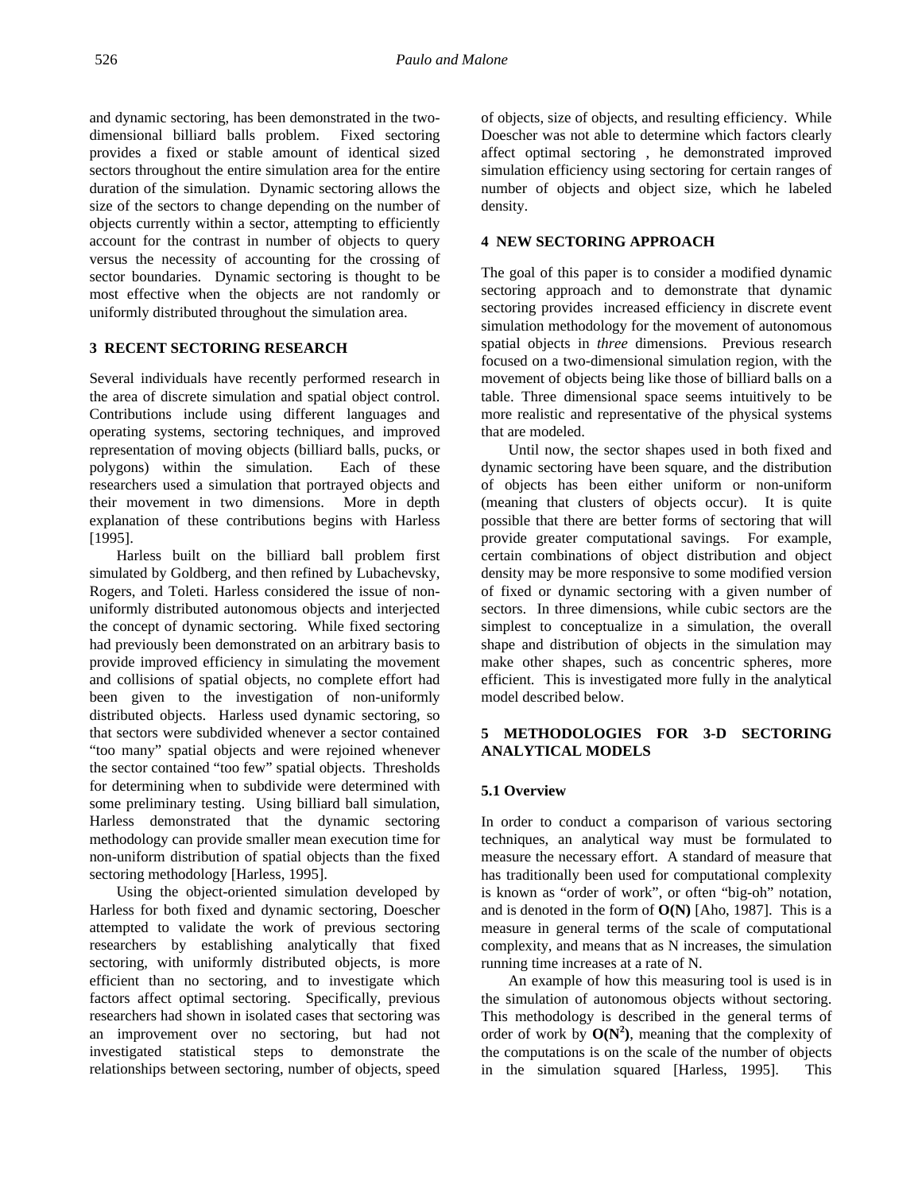and dynamic sectoring, has been demonstrated in the two-dimensional billiard balls problem. Fixed sectoring provides a fixed or stable amount of identical sized sectors throughout the entire simulation area for the entire duration of the simulation. Dynamic sectoring allows the size of the sectors to change depending on the number of objects currently within a sector, attempting to efficiently account for the contrast in number of objects to query versus the necessity of accounting for the crossing of sector boundaries. Dynamic sectoring is thought to be most effective when the objects are not randomly or uniformly distributed throughout the simulation area.

## 3 RECENT SECTORING RESEARCH

Several individuals have recently performed research in the area of discrete simulation and spatial object control. Contributions include using different languages and operating systems, sectoring techniques, and improved representation of moving objects (billiard balls, pucks, or polygons) within the simulation. Each of these researchers used a simulation that portrayed objects and their movement in two dimensions. More in depth explanation of these contributions begins with Harless [1995].

Harless built on the billiard ball problem first simulated by Goldberg, and then refined by Lubachevsky, Rogers, and Toleti. Harless considered the issue of non-uniformly distributed autonomous objects and interjected the concept of dynamic sectoring. While fixed sectoring had previously been demonstrated on an arbitrary basis to provide improved efficiency in simulating the movement and collisions of spatial objects, no complete effort had been given to the investigation of non-uniformly distributed objects. Harless used dynamic sectoring, so that sectors were subdivided whenever a sector contained "too many" spatial objects and were rejoined whenever the sector contained "too few" spatial objects. Thresholds for determining when to subdivide were determined with some preliminary testing. Using billiard ball simulation, Harless demonstrated that the dynamic sectoring methodology can provide smaller mean execution time for non-uniform distribution of spatial objects than the fixed sectoring methodology [Harless, 1995].

Using the object-oriented simulation developed by Harless for both fixed and dynamic sectoring, Doescher attempted to validate the work of previous sectoring researchers by establishing analytically that fixed sectoring, with uniformly distributed objects, is more efficient than no sectoring, and to investigate which factors affect optimal sectoring. Specifically, previous researchers had shown in isolated cases that sectoring was an improvement over no sectoring, but had not investigated statistical steps to demonstrate the relationships between sectoring, number of objects, speed of objects, size of objects, and resulting efficiency. While Doescher was not able to determine which factors clearly affect optimal sectoring , he demonstrated improved simulation efficiency using sectoring for certain ranges of number of objects and object size, which he labeled density.

## 4 NEW SECTORING APPROACH

The goal of this paper is to consider a modified dynamic sectoring approach and to demonstrate that dynamic sectoring provides increased efficiency in discrete event simulation methodology for the movement of autonomous spatial objects in *three* dimensions. Previous research focused on a two-dimensional simulation region, with the movement of objects being like those of billiard balls on a table. Three dimensional space seems intuitively to be more realistic and representative of the physical systems that are modeled.

Until now, the sector shapes used in both fixed and dynamic sectoring have been square, and the distribution of objects has been either uniform or non-uniform (meaning that clusters of objects occur). It is quite possible that there are better forms of sectoring that will provide greater computational savings. For example, certain combinations of object distribution and object density may be more responsive to some modified version of fixed or dynamic sectoring with a given number of sectors. In three dimensions, while cubic sectors are the simplest to conceptualize in a simulation, the overall shape and distribution of objects in the simulation may make other shapes, such as concentric spheres, more efficient. This is investigated more fully in the analytical model described below.

## 5 METHODOLOGIES FOR 3-D SECTORING ANALYTICAL MODELS

### 5.1 Overview

In order to conduct a comparison of various sectoring techniques, an analytical way must be formulated to measure the necessary effort. A standard of measure that has traditionally been used for computational complexity is known as "order of work", or often "big-oh" notation, and is denoted in the form of **O(N)** [Aho, 1987]. This is a measure in general terms of the scale of computational complexity, and means that as N increases, the simulation running time increases at a rate of N.

An example of how this measuring tool is used is in the simulation of autonomous objects without sectoring. This methodology is described in the general terms of order of work by $\mathbf{O(N^2)}$, meaning that the complexity of the computations is on the scale of the number of objects in the simulation squared [Harless, 1995]. This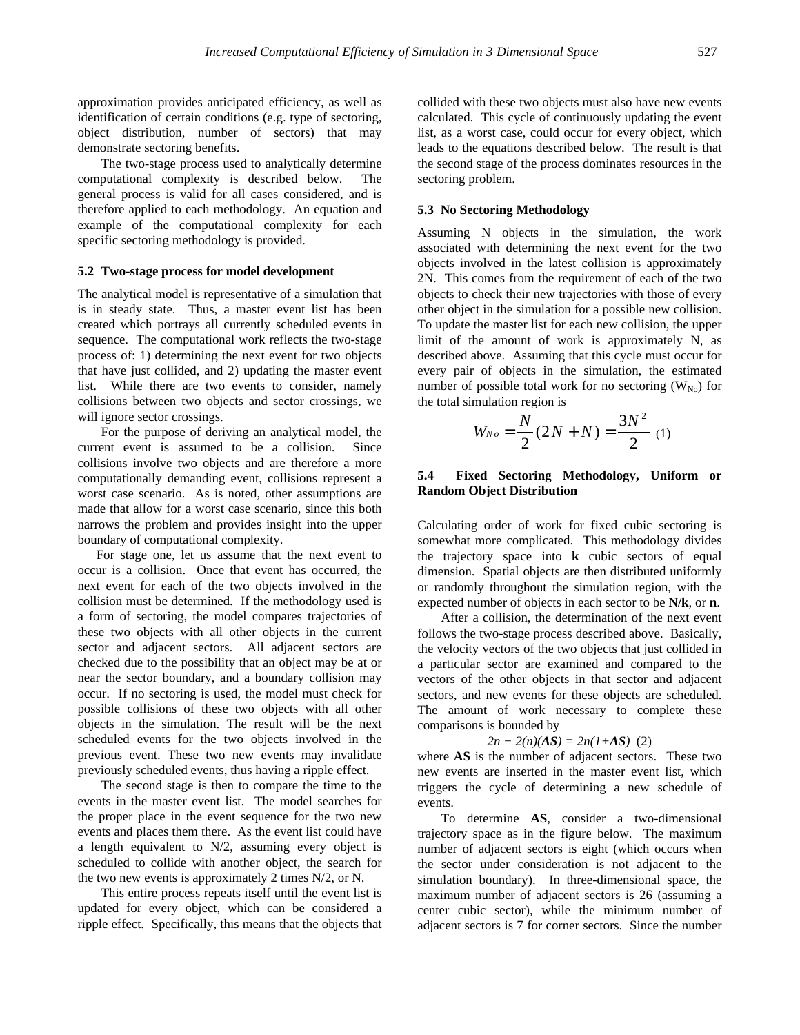approximation provides anticipated efficiency, as well as identification of certain conditions (e.g. type of sectoring, object distribution, number of sectors) that may demonstrate sectoring benefits.

The two-stage process used to analytically determine computational complexity is described below. The general process is valid for all cases considered, and is therefore applied to each methodology. An equation and example of the computational complexity for each specific sectoring methodology is provided.

### 5.2 Two-stage process for model development

The analytical model is representative of a simulation that is in steady state. Thus, a master event list has been created which portrays all currently scheduled events in sequence. The computational work reflects the two-stage process of: 1) determining the next event for two objects that have just collided, and 2) updating the master event list. While there are two events to consider, namely collisions between two objects and sector crossings, we will ignore sector crossings.

For the purpose of deriving an analytical model, the current event is assumed to be a collision. Since collisions involve two objects and are therefore a more computationally demanding event, collisions represent a worst case scenario. As is noted, other assumptions are made that allow for a worst case scenario, since this both narrows the problem and provides insight into the upper boundary of computational complexity.

For stage one, let us assume that the next event to occur is a collision. Once that event has occurred, the next event for each of the two objects involved in the collision must be determined. If the methodology used is a form of sectoring, the model compares trajectories of these two objects with all other objects in the current sector and adjacent sectors. All adjacent sectors are checked due to the possibility that an object may be at or near the sector boundary, and a boundary collision may occur. If no sectoring is used, the model must check for possible collisions of these two objects with all other objects in the simulation. The result will be the next scheduled events for the two objects involved in the previous event. These two new events may invalidate previously scheduled events, thus having a ripple effect.

The second stage is then to compare the time to the events in the master event list. The model searches for the proper place in the event sequence for the two new events and places them there. As the event list could have a length equivalent to N/2, assuming every object is scheduled to collide with another object, the search for the two new events is approximately 2 times N/2, or N.

This entire process repeats itself until the event list is updated for every object, which can be considered a ripple effect. Specifically, this means that the objects that collided with these two objects must also have new events calculated. This cycle of continuously updating the event list, as a worst case, could occur for every object, which leads to the equations described below. The result is that the second stage of the process dominates resources in the sectoring problem.

### 5.3 No Sectoring Methodology

Assuming N objects in the simulation, the work associated with determining the next event for the two objects involved in the latest collision is approximately 2N. This comes from the requirement of each of the two objects to check their new trajectories with those of every other object in the simulation for a possible new collision. To update the master list for each new collision, the upper limit of the amount of work is approximately N, as described above. Assuming that this cycle must occur for every pair of objects in the simulation, the estimated number of possible total work for no sectoring ($W_{No}$) for the total simulation region is

$$W_{No} = \frac{N}{2}(2N + N) = \frac{3N^2}{2} \quad (1)$$

### 5.4 Fixed Sectoring Methodology, Uniform or Random Object Distribution

Calculating order of work for fixed cubic sectoring is somewhat more complicated. This methodology divides the trajectory space into **k** cubic sectors of equal dimension. Spatial objects are then distributed uniformly or randomly throughout the simulation region, with the expected number of objects in each sector to be **N/k**, or **n**.

After a collision, the determination of the next event follows the two-stage process described above. Basically, the velocity vectors of the two objects that just collided in a particular sector are examined and compared to the vectors of the other objects in that sector and adjacent sectors, and new events for these objects are scheduled. The amount of work necessary to complete these comparisons is bounded by

$$2n + 2(n)(\mathbf{AS}) = 2n(1+\mathbf{AS}) \quad (2)$$

where **AS** is the number of adjacent sectors. These two new events are inserted in the master event list, which triggers the cycle of determining a new schedule of events.

To determine **AS**, consider a two-dimensional trajectory space as in the figure below. The maximum number of adjacent sectors is eight (which occurs when the sector under consideration is not adjacent to the simulation boundary). In three-dimensional space, the maximum number of adjacent sectors is 26 (assuming a center cubic sector), while the minimum number of adjacent sectors is 7 for corner sectors. Since the number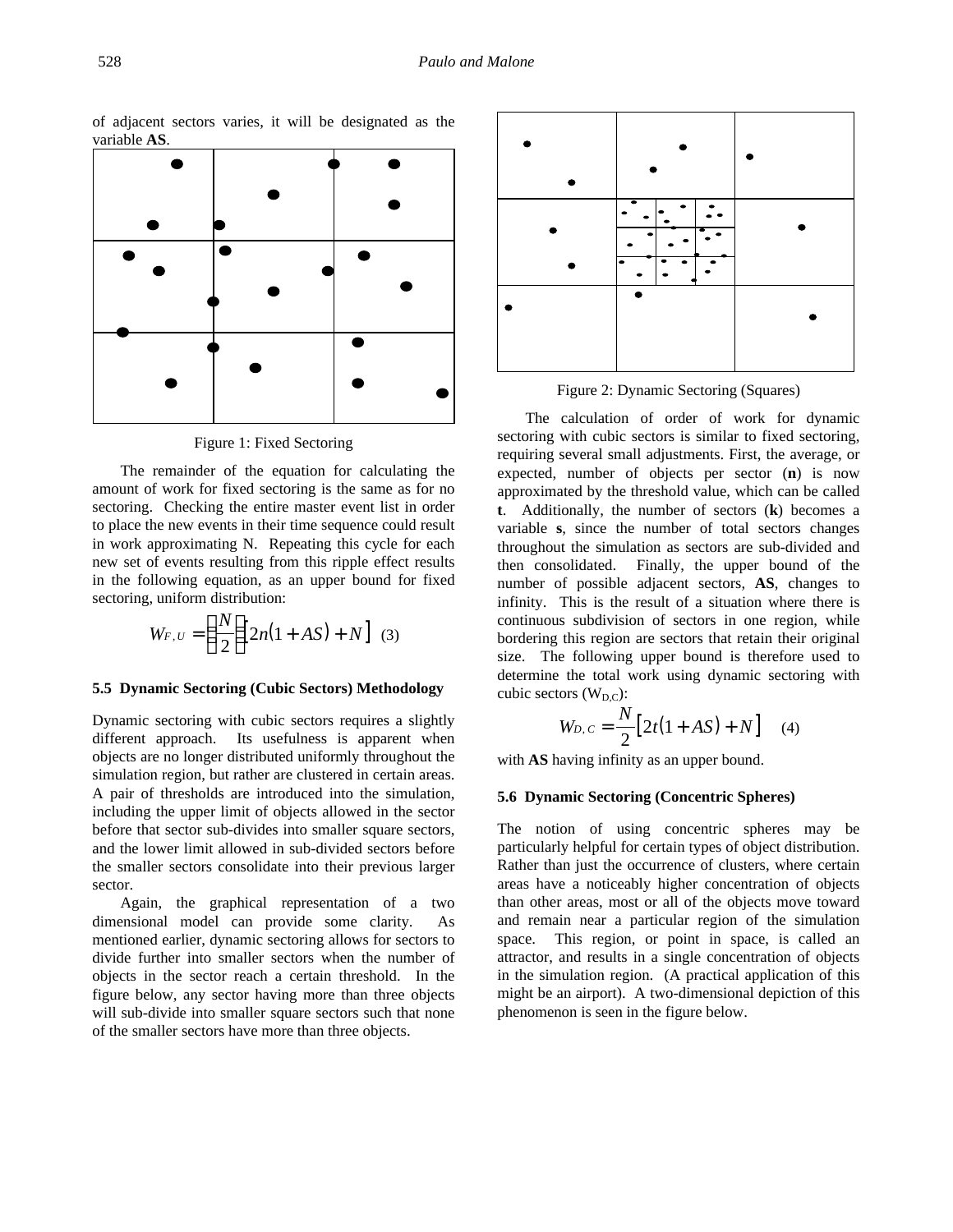of adjacent sectors varies, it will be designated as the variable **AS**.

Figure 1: Fixed Sectoring

The remainder of the equation for calculating the amount of work for fixed sectoring is the same as for no sectoring. Checking the entire master event list in order to place the new events in their time sequence could result in work approximating N. Repeating this cycle for each new set of events resulting from this ripple effect results in the following equation, as an upper bound for fixed sectoring, uniform distribution:

$$W_{F,U} = \left(\frac{N}{2}\right)\left[2n(1+AS)+N\right] \quad (3)$$

### 5.5 Dynamic Sectoring (Cubic Sectors) Methodology

Dynamic sectoring with cubic sectors requires a slightly different approach. Its usefulness is apparent when objects are no longer distributed uniformly throughout the simulation region, but rather are clustered in certain areas. A pair of thresholds are introduced into the simulation, including the upper limit of objects allowed in the sector before that sector sub-divides into smaller square sectors, and the lower limit allowed in sub-divided sectors before the smaller sectors consolidate into their previous larger sector.

Again, the graphical representation of a two dimensional model can provide some clarity. As mentioned earlier, dynamic sectoring allows for sectors to divide further into smaller sectors when the number of objects in the sector reach a certain threshold. In the figure below, any sector having more than three objects will sub-divide into smaller square sectors such that none of the smaller sectors have more than three objects.

Figure 2: Dynamic Sectoring (Squares)

The calculation of order of work for dynamic sectoring with cubic sectors is similar to fixed sectoring, requiring several small adjustments. First, the average, or expected, number of objects per sector (**n**) is now approximated by the threshold value, which can be called **t**. Additionally, the number of sectors (**k**) becomes a variable **s**, since the number of total sectors changes throughout the simulation as sectors are sub-divided and then consolidated. Finally, the upper bound of the number of possible adjacent sectors, **AS**, changes to infinity. This is the result of a situation where there is continuous subdivision of sectors in one region, while bordering this region are sectors that retain their original size. The following upper bound is therefore used to determine the total work using dynamic sectoring with cubic sectors ($W_{D,C}$):

$$W_{D,C} = \frac{N}{2}\left[2t(1+AS)+N\right] \quad (4)$$

with **AS** having infinity as an upper bound.

### 5.6 Dynamic Sectoring (Concentric Spheres)

The notion of using concentric spheres may be particularly helpful for certain types of object distribution. Rather than just the occurrence of clusters, where certain areas have a noticeably higher concentration of objects than other areas, most or all of the objects move toward and remain near a particular region of the simulation space. This region, or point in space, is called an attractor, and results in a single concentration of objects in the simulation region. (A practical application of this might be an airport). A two-dimensional depiction of this phenomenon is seen in the figure below.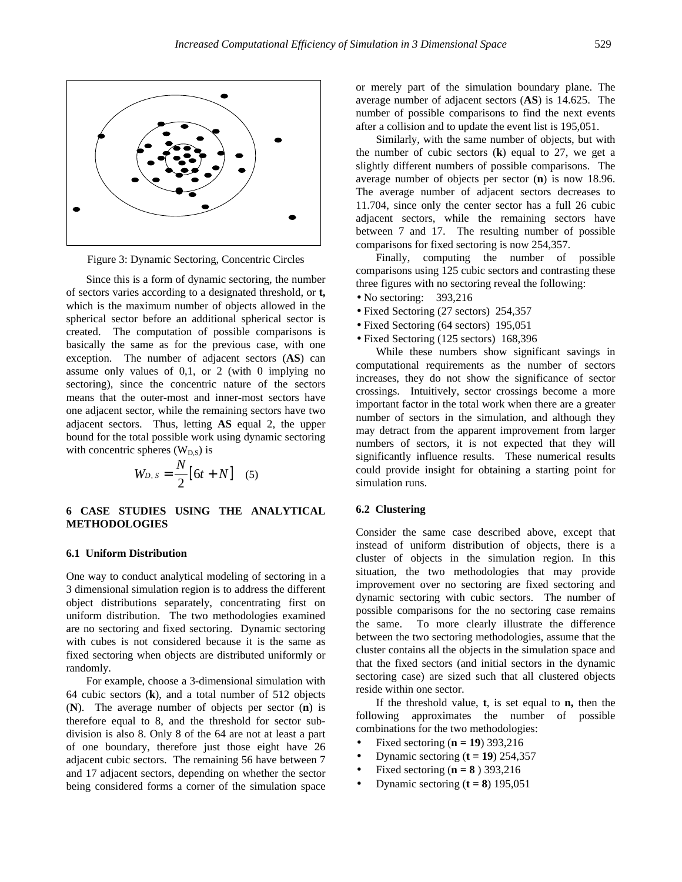Figure 3: Dynamic Sectoring, Concentric Circles

Since this is a form of dynamic sectoring, the number of sectors varies according to a designated threshold, or **t,** which is the maximum number of objects allowed in the spherical sector before an additional spherical sector is created. The computation of possible comparisons is basically the same as for the previous case, with one exception. The number of adjacent sectors (**AS**) can assume only values of 0,1, or 2 (with 0 implying no sectoring), since the concentric nature of the sectors means that the outer-most and inner-most sectors have one adjacent sector, while the remaining sectors have two adjacent sectors. Thus, letting **AS** equal 2, the upper bound for the total possible work using dynamic sectoring with concentric spheres ($W_{D,S}$) is

$$W_{D,S} = \frac{N}{2}\left[6t + N\right] \quad (5)$$

## 6 CASE STUDIES USING THE ANALYTICAL METHODOLOGIES

### 6.1 Uniform Distribution

One way to conduct analytical modeling of sectoring in a 3 dimensional simulation region is to address the different object distributions separately, concentrating first on uniform distribution. The two methodologies examined are no sectoring and fixed sectoring. Dynamic sectoring with cubes is not considered because it is the same as fixed sectoring when objects are distributed uniformly or randomly.

For example, choose a 3-dimensional simulation with 64 cubic sectors (**k**), and a total number of 512 objects (**N**). The average number of objects per sector (**n**) is therefore equal to 8, and the threshold for sector sub-division is also 8. Only 8 of the 64 are not at least a part of one boundary, therefore just those eight have 26 adjacent cubic sectors. The remaining 56 have between 7 and 17 adjacent sectors, depending on whether the sector being considered forms a corner of the simulation space or merely part of the simulation boundary plane. The average number of adjacent sectors (**AS**) is 14.625. The number of possible comparisons to find the next events after a collision and to update the event list is 195,051.

Similarly, with the same number of objects, but with the number of cubic sectors (**k**) equal to 27, we get a slightly different numbers of possible comparisons. The average number of objects per sector (**n**) is now 18.96. The average number of adjacent sectors decreases to 11.704, since only the center sector has a full 26 cubic adjacent sectors, while the remaining sectors have between 7 and 17. The resulting number of possible comparisons for fixed sectoring is now 254,357.

Finally, computing the number of possible comparisons using 125 cubic sectors and contrasting these three figures with no sectoring reveal the following:

- No sectoring: 393,216
- Fixed Sectoring (27 sectors) 254,357
- Fixed Sectoring (64 sectors) 195,051
- Fixed Sectoring (125 sectors) 168,396

While these numbers show significant savings in computational requirements as the number of sectors increases, they do not show the significance of sector crossings. Intuitively, sector crossings become a more important factor in the total work when there are a greater number of sectors in the simulation, and although they may detract from the apparent improvement from larger numbers of sectors, it is not expected that they will significantly influence results. These numerical results could provide insight for obtaining a starting point for simulation runs.

### 6.2 Clustering

Consider the same case described above, except that instead of uniform distribution of objects, there is a cluster of objects in the simulation region. In this situation, the two methodologies that may provide improvement over no sectoring are fixed sectoring and dynamic sectoring with cubic sectors. The number of possible comparisons for the no sectoring case remains the same. To more clearly illustrate the difference between the two sectoring methodologies, assume that the cluster contains all the objects in the simulation space and that the fixed sectors (and initial sectors in the dynamic sectoring case) are sized such that all clustered objects reside within one sector.

If the threshold value, **t**, is set equal to **n,** then the following approximates the number of possible combinations for the two methodologies:

- Fixed sectoring (**n = 19**) 393,216
- Dynamic sectoring (**t = 19**) 254,357
- Fixed sectoring (**n = 8** ) 393,216
- Dynamic sectoring (**t = 8**) 195,051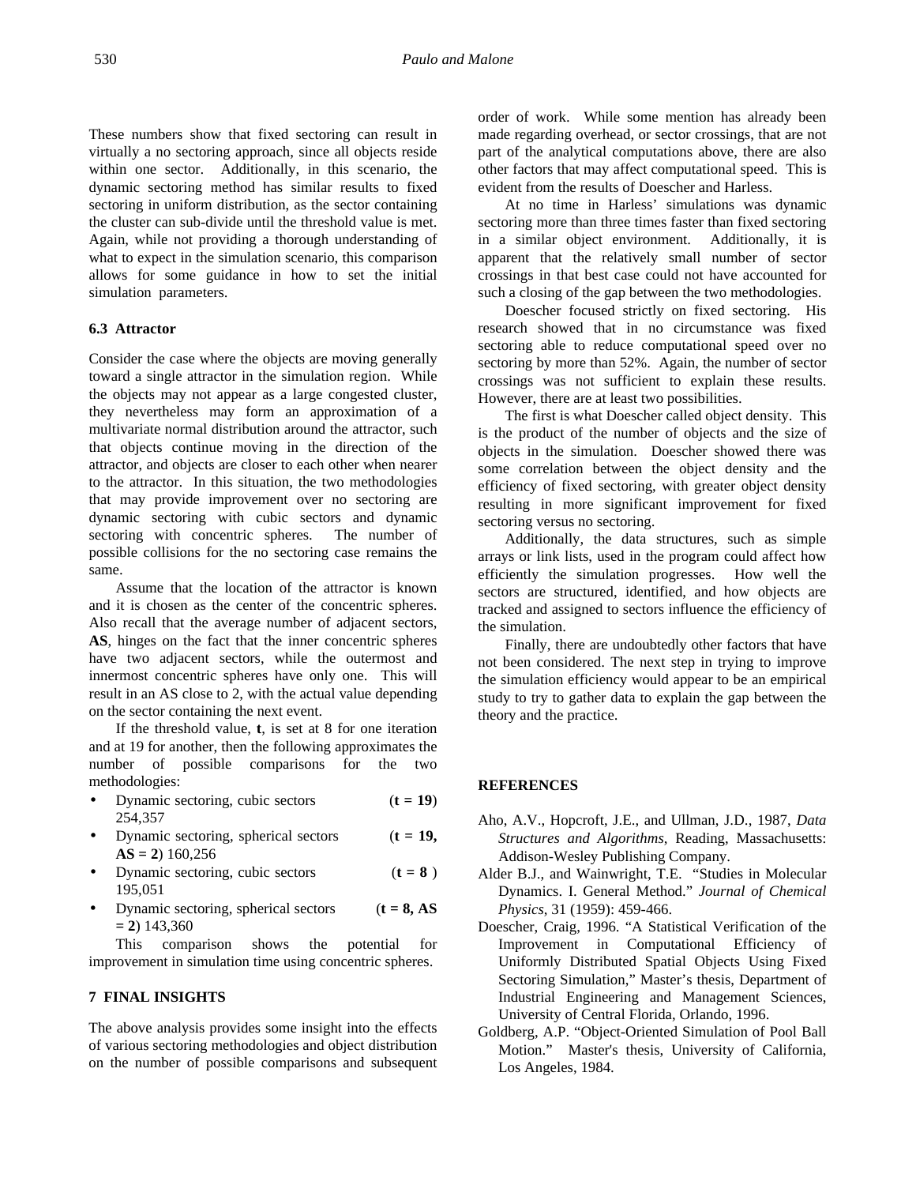These numbers show that fixed sectoring can result in virtually a no sectoring approach, since all objects reside within one sector. Additionally, in this scenario, the dynamic sectoring method has similar results to fixed sectoring in uniform distribution, as the sector containing the cluster can sub-divide until the threshold value is met. Again, while not providing a thorough understanding of what to expect in the simulation scenario, this comparison allows for some guidance in how to set the initial simulation parameters.

### 6.3 Attractor

Consider the case where the objects are moving generally toward a single attractor in the simulation region. While the objects may not appear as a large congested cluster, they nevertheless may form an approximation of a multivariate normal distribution around the attractor, such that objects continue moving in the direction of the attractor, and objects are closer to each other when nearer to the attractor. In this situation, the two methodologies that may provide improvement over no sectoring are dynamic sectoring with cubic sectors and dynamic sectoring with concentric spheres. The number of possible collisions for the no sectoring case remains the same.

Assume that the location of the attractor is known and it is chosen as the center of the concentric spheres. Also recall that the average number of adjacent sectors, **AS**, hinges on the fact that the inner concentric spheres have two adjacent sectors, while the outermost and innermost concentric spheres have only one. This will result in an AS close to 2, with the actual value depending on the sector containing the next event.

If the threshold value, **t**, is set at 8 for one iteration and at 19 for another, then the following approximates the number of possible comparisons for the two methodologies:

- Dynamic sectoring, cubic sectors (**t = 19**) 254,357
- Dynamic sectoring, spherical sectors (**t = 19, AS = 2**) 160,256
- Dynamic sectoring, cubic sectors (**t = 8** ) 195,051
- Dynamic sectoring, spherical sectors (**t = 8, AS = 2**) 143,360

This comparison shows the potential for improvement in simulation time using concentric spheres.

## 7 FINAL INSIGHTS

The above analysis provides some insight into the effects of various sectoring methodologies and object distribution on the number of possible comparisons and subsequent order of work. While some mention has already been made regarding overhead, or sector crossings, that are not part of the analytical computations above, there are also other factors that may affect computational speed. This is evident from the results of Doescher and Harless.

At no time in Harless' simulations was dynamic sectoring more than three times faster than fixed sectoring in a similar object environment. Additionally, it is apparent that the relatively small number of sector crossings in that best case could not have accounted for such a closing of the gap between the two methodologies.

Doescher focused strictly on fixed sectoring. His research showed that in no circumstance was fixed sectoring able to reduce computational speed over no sectoring by more than 52%. Again, the number of sector crossings was not sufficient to explain these results. However, there are at least two possibilities.

The first is what Doescher called object density. This is the product of the number of objects and the size of objects in the simulation. Doescher showed there was some correlation between the object density and the efficiency of fixed sectoring, with greater object density resulting in more significant improvement for fixed sectoring versus no sectoring.

Additionally, the data structures, such as simple arrays or link lists, used in the program could affect how efficiently the simulation progresses. How well the sectors are structured, identified, and how objects are tracked and assigned to sectors influence the efficiency of the simulation.

Finally, there are undoubtedly other factors that have not been considered. The next step in trying to improve the simulation efficiency would appear to be an empirical study to try to gather data to explain the gap between the theory and the practice.

## REFERENCES

Aho, A.V., Hopcroft, J.E., and Ullman, J.D., 1987, *Data Structures and Algorithms*, Reading, Massachusetts: Addison-Wesley Publishing Company.

Alder B.J., and Wainwright, T.E. "Studies in Molecular Dynamics. I. General Method." *Journal of Chemical Physics*, 31 (1959): 459-466.

Doescher, Craig, 1996. "A Statistical Verification of the Improvement in Computational Efficiency of Uniformly Distributed Spatial Objects Using Fixed Sectoring Simulation," Master's thesis, Department of Industrial Engineering and Management Sciences, University of Central Florida, Orlando, 1996.

Goldberg, A.P. "Object-Oriented Simulation of Pool Ball Motion." Master's thesis, University of California, Los Angeles, 1984.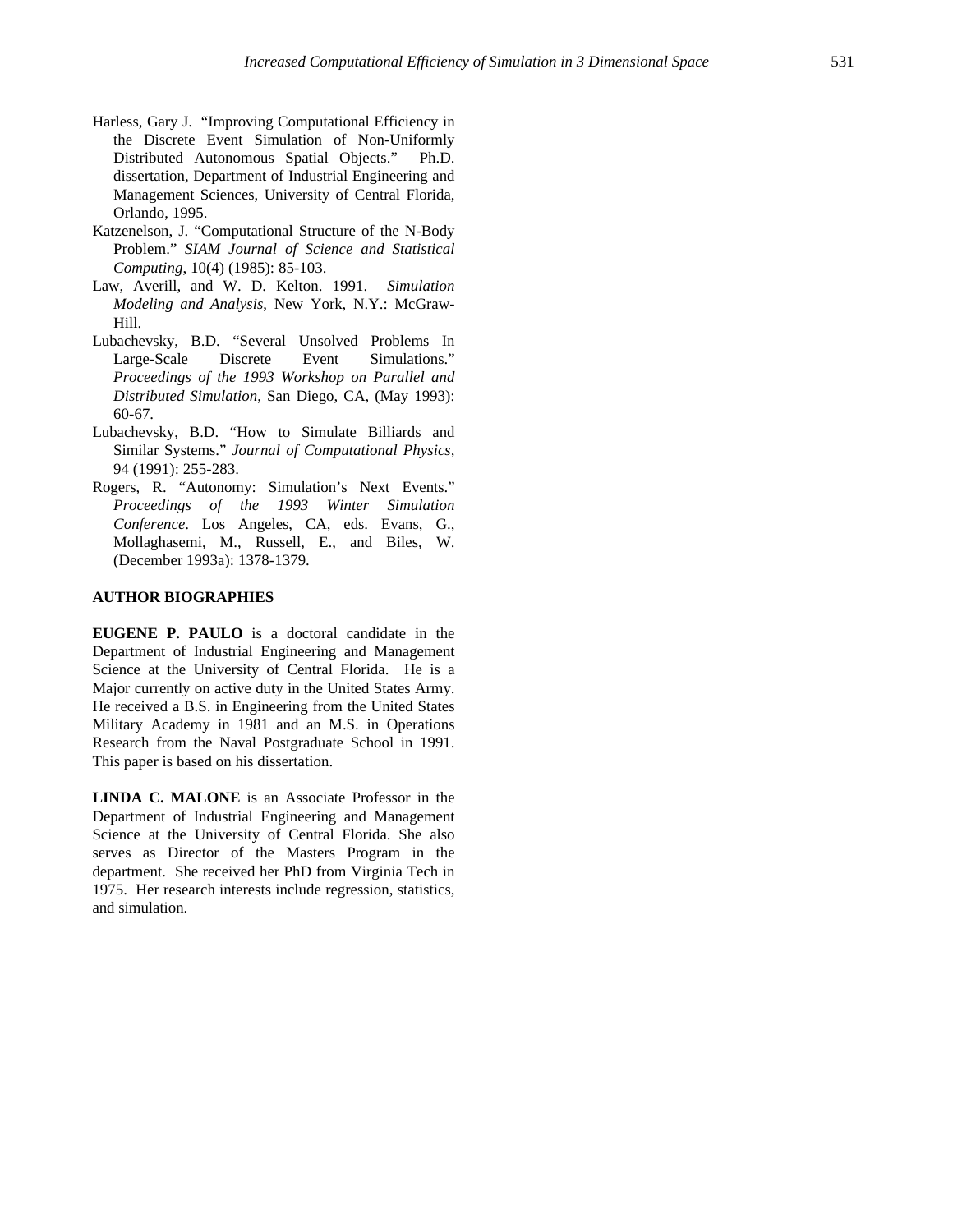Harless, Gary J. "Improving Computational Efficiency in the Discrete Event Simulation of Non-Uniformly Distributed Autonomous Spatial Objects." Ph.D. dissertation, Department of Industrial Engineering and Management Sciences, University of Central Florida, Orlando, 1995.

Katzenelson, J. "Computational Structure of the N-Body Problem." *SIAM Journal of Science and Statistical Computing*, 10(4) (1985): 85-103.

Law, Averill, and W. D. Kelton. 1991. *Simulation Modeling and Analysis*, New York, N.Y.: McGraw-Hill.

Lubachevsky, B.D. "Several Unsolved Problems In Large-Scale Discrete Event Simulations." *Proceedings of the 1993 Workshop on Parallel and Distributed Simulation*, San Diego, CA, (May 1993): 60-67.

Lubachevsky, B.D. "How to Simulate Billiards and Similar Systems." *Journal of Computational Physics*, 94 (1991): 255-283.

Rogers, R. "Autonomy: Simulation's Next Events." *Proceedings of the 1993 Winter Simulation Conference*. Los Angeles, CA, eds. Evans, G., Mollaghasemi, M., Russell, E., and Biles, W. (December 1993a): 1378-1379.

## AUTHOR BIOGRAPHIES

**EUGENE P. PAULO** is a doctoral candidate in the Department of Industrial Engineering and Management Science at the University of Central Florida. He is a Major currently on active duty in the United States Army. He received a B.S. in Engineering from the United States Military Academy in 1981 and an M.S. in Operations Research from the Naval Postgraduate School in 1991. This paper is based on his dissertation.

**LINDA C. MALONE** is an Associate Professor in the Department of Industrial Engineering and Management Science at the University of Central Florida. She also serves as Director of the Masters Program in the department. She received her PhD from Virginia Tech in 1975. Her research interests include regression, statistics, and simulation.